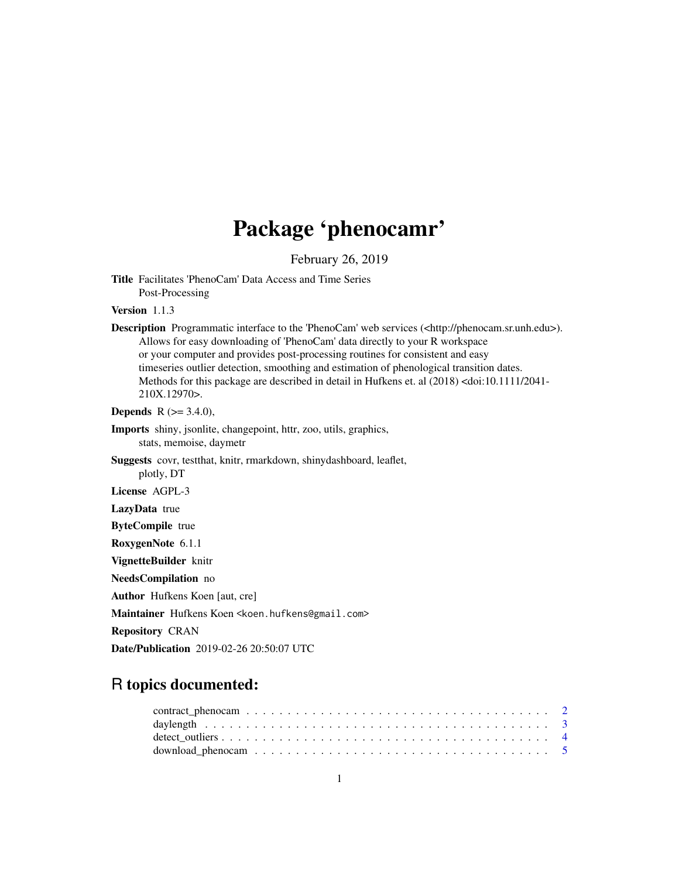# Package 'phenocamr'

February 26, 2019

**Title** Facilitates 'PhenoCam' Data Access and Time Series Post-Processing

**Version** 1.1.3

**Description** Programmatic interface to the 'PhenoCam' web services (<http://phenocam.sr.unh.edu>). Allows for easy downloading of 'PhenoCam' data directly to your R workspace or your computer and provides post-processing routines for consistent and easy timeseries outlier detection, smoothing and estimation of phenological transition dates. Methods for this package are described in detail in Hufkens et. al (2018) <doi:10.1111/2041-210X.12970>.

**Depends** R (>= 3.4.0),

**Imports** shiny, jsonlite, changepoint, httr, zoo, utils, graphics, stats, memoise, daymetr

**Suggests** covr, testthat, knitr, rmarkdown, shinydashboard, leaflet, plotly, DT

**License** AGPL-3

**LazyData** true

**ByteCompile** true

**RoxygenNote** 6.1.1

**VignetteBuilder** knitr

**NeedsCompilation** no

**Author** Hufkens Koen [aut, cre]

**Maintainer** Hufkens Koen <koen.hufkens@gmail.com>

**Repository** CRAN

**Date/Publication** 2019-02-26 20:50:07 UTC

## R topics documented:

- contract_phenocam . . . . . . . . . . . . . . . . . . . . . . . . . . . . . . . . . . . . . . 2
- daylength . . . . . . . . . . . . . . . . . . . . . . . . . . . . . . . . . . . . . . . . . . 3
- detect_outliers . . . . . . . . . . . . . . . . . . . . . . . . . . . . . . . . . . . . . . . . 4
- download_phenocam . . . . . . . . . . . . . . . . . . . . . . . . . . . . . . . . . . . . . 5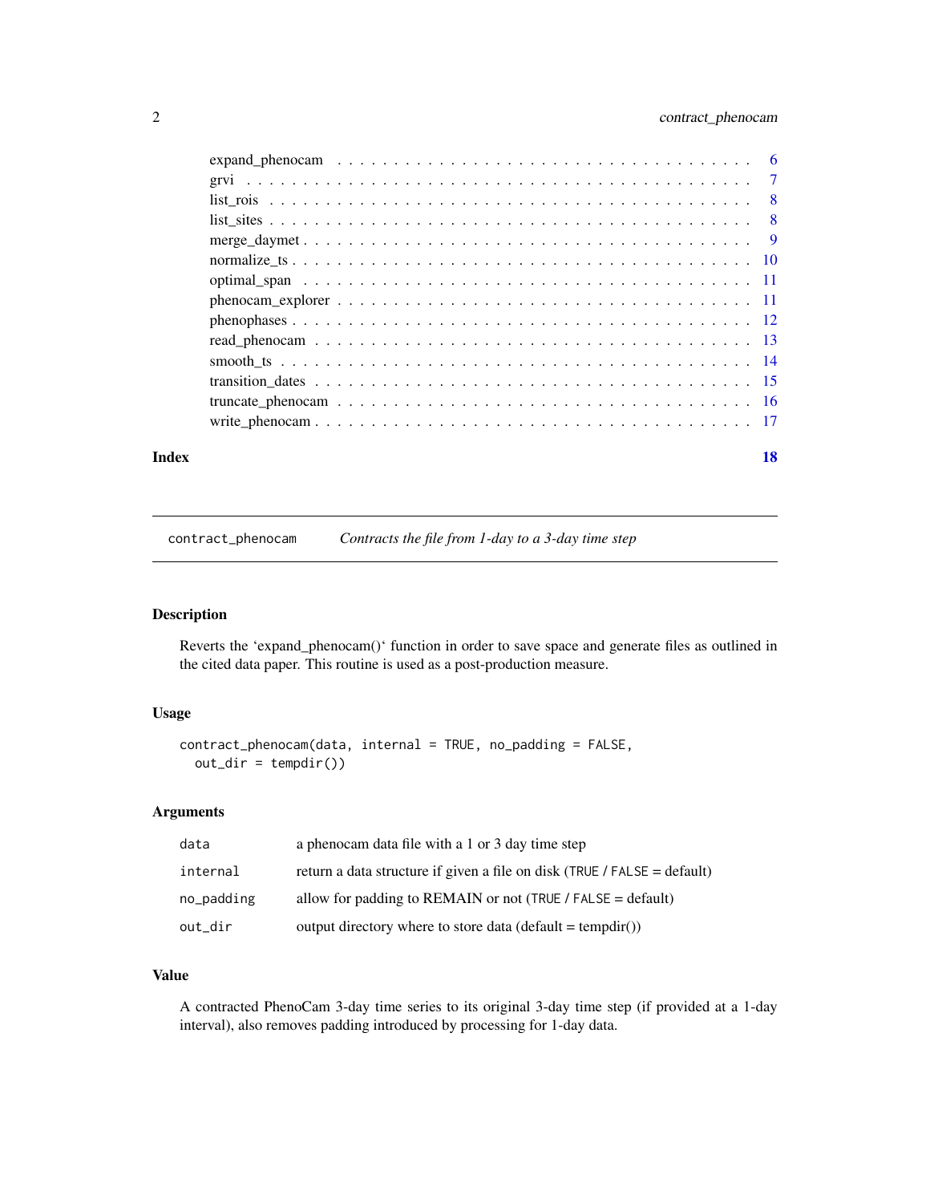expand_phenocam . . . . . . . . . . . . . . . . . . . . . . . . . . . . . . . . . . . 6
grvi . . . . . . . . . . . . . . . . . . . . . . . . . . . . . . . . . . . . . . . . . 7
list_rois . . . . . . . . . . . . . . . . . . . . . . . . . . . . . . . . . . . . . . . 8
list_sites . . . . . . . . . . . . . . . . . . . . . . . . . . . . . . . . . . . . . . 8
merge_daymet . . . . . . . . . . . . . . . . . . . . . . . . . . . . . . . . . . . . 9
normalize_ts . . . . . . . . . . . . . . . . . . . . . . . . . . . . . . . . . . . . 10
optimal_span . . . . . . . . . . . . . . . . . . . . . . . . . . . . . . . . . . . . 11
phenocam_explorer . . . . . . . . . . . . . . . . . . . . . . . . . . . . . . . . . 11
phenophases . . . . . . . . . . . . . . . . . . . . . . . . . . . . . . . . . . . . 12
read_phenocam . . . . . . . . . . . . . . . . . . . . . . . . . . . . . . . . . . . 13
smooth_ts . . . . . . . . . . . . . . . . . . . . . . . . . . . . . . . . . . . . . . 14
transition_dates . . . . . . . . . . . . . . . . . . . . . . . . . . . . . . . . . . 15
truncate_phenocam . . . . . . . . . . . . . . . . . . . . . . . . . . . . . . . . . 16
write_phenocam . . . . . . . . . . . . . . . . . . . . . . . . . . . . . . . . . . . 17

**Index** **18**

---

`contract_phenocam` *Contracts the file from 1-day to a 3-day time step*

---

## Description

Reverts the 'expand_phenocam()' function in order to save space and generate files as outlined in the cited data paper. This routine is used as a post-production measure.

## Usage

```
contract_phenocam(data, internal = TRUE, no_padding = FALSE,
  out_dir = tempdir())
```

## Arguments

| | |
|---|---|
| `data` | a phenocam data file with a 1 or 3 day time step |
| `internal` | return a data structure if given a file on disk (`TRUE` / `FALSE` = default) |
| `no_padding` | allow for padding to REMAIN or not (`TRUE` / `FALSE` = default) |
| `out_dir` | output directory where to store data (default = tempdir()) |

## Value

A contracted PhenoCam 3-day time series to its original 3-day time step (if provided at a 1-day interval), also removes padding introduced by processing for 1-day data.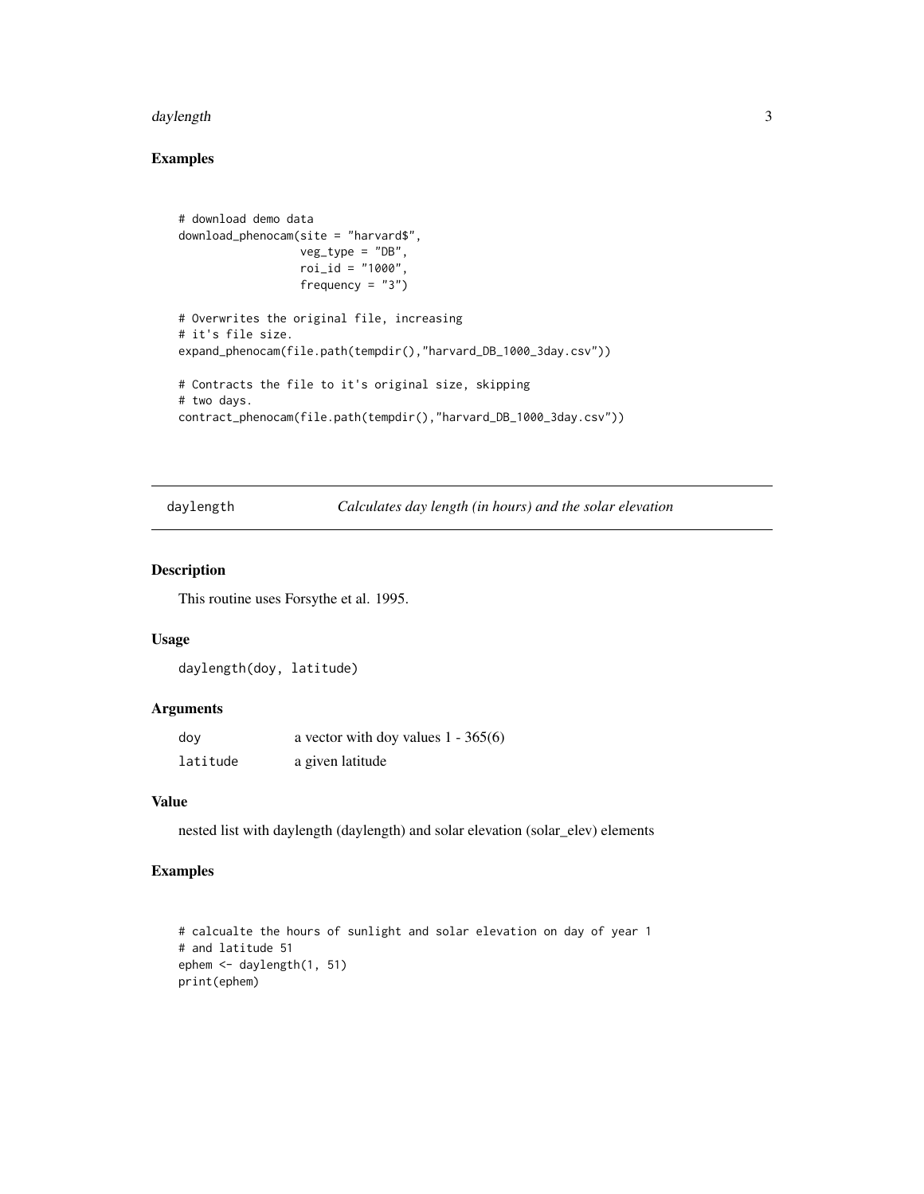## Examples

```
# download demo data
download_phenocam(site = "harvard$",
                  veg_type = "DB",
                  roi_id = "1000",
                  frequency = "3")

# Overwrites the original file, increasing
# it's file size.
expand_phenocam(file.path(tempdir(),"harvard_DB_1000_3day.csv"))

# Contracts the file to it's original size, skipping
# two days.
contract_phenocam(file.path(tempdir(),"harvard_DB_1000_3day.csv"))
```

---

# daylength — *Calculates day length (in hours) and the solar elevation*

---

## Description

This routine uses Forsythe et al. 1995.

## Usage

```
daylength(doy, latitude)
```

## Arguments

| | |
|---|---|
| `doy` | a vector with doy values 1 - 365(6) |
| `latitude` | a given latitude |

## Value

nested list with daylength (daylength) and solar elevation (solar_elev) elements

## Examples

```
# calcualte the hours of sunlight and solar elevation on day of year 1
# and latitude 51
ephem <- daylength(1, 51)
print(ephem)
```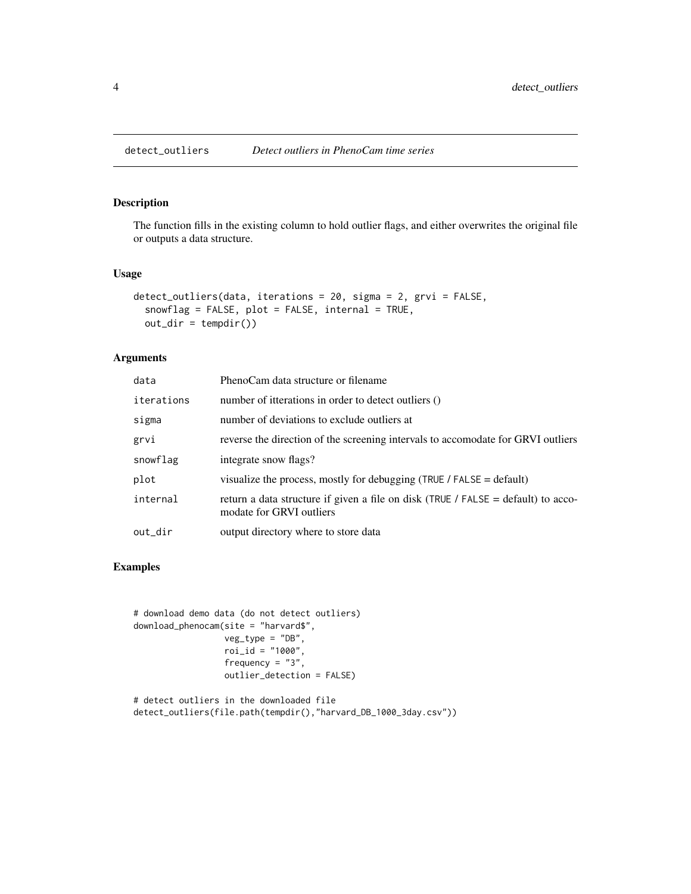## detect_outliers — *Detect outliers in PhenoCam time series*

### Description

The function fills in the existing column to hold outlier flags, and either overwrites the original file or outputs a data structure.

### Usage

```
detect_outliers(data, iterations = 20, sigma = 2, grvi = FALSE,
  snowflag = FALSE, plot = FALSE, internal = TRUE,
  out_dir = tempdir())
```

### Arguments

| Argument | Description |
|---|---|
| `data` | PhenoCam data structure or filename |
| `iterations` | number of itterations in order to detect outliers () |
| `sigma` | number of deviations to exclude outliers at |
| `grvi` | reverse the direction of the screening intervals to accomodate for GRVI outliers |
| `snowflag` | integrate snow flags? |
| `plot` | visualize the process, mostly for debugging (`TRUE` / `FALSE` = default) |
| `internal` | return a data structure if given a file on disk (`TRUE` / `FALSE` = default) to accomodate for GRVI outliers |
| `out_dir` | output directory where to store data |

### Examples

```
# download demo data (do not detect outliers)
download_phenocam(site = "harvard$",
                  veg_type = "DB",
                  roi_id = "1000",
                  frequency = "3",
                  outlier_detection = FALSE)

# detect outliers in the downloaded file
detect_outliers(file.path(tempdir(),"harvard_DB_1000_3day.csv"))
```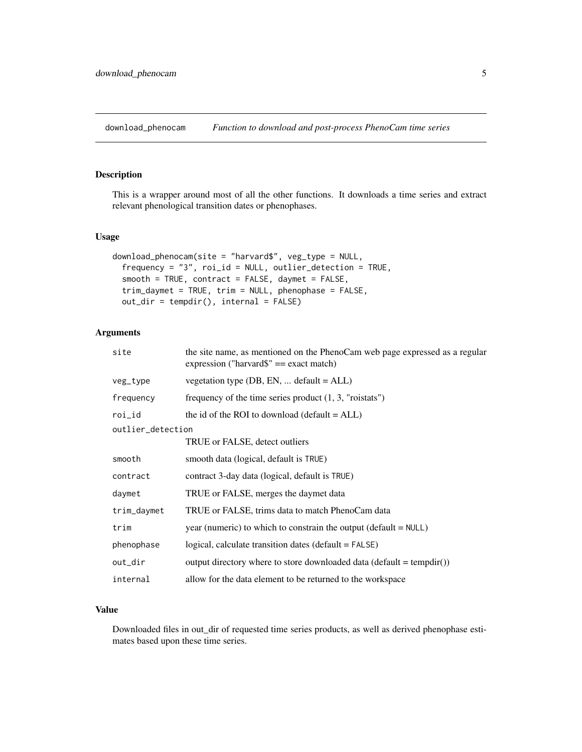## download_phenocam — *Function to download and post-process PhenoCam time series*

### Description

This is a wrapper around most of all the other functions. It downloads a time series and extract relevant phenological transition dates or phenophases.

### Usage

```
download_phenocam(site = "harvard$", veg_type = NULL,
  frequency = "3", roi_id = NULL, outlier_detection = TRUE,
  smooth = TRUE, contract = FALSE, daymet = FALSE,
  trim_daymet = TRUE, trim = NULL, phenophase = FALSE,
  out_dir = tempdir(), internal = FALSE)
```

### Arguments

| Argument | Description |
| --- | --- |
| `site` | the site name, as mentioned on the PhenoCam web page expressed as a regular expression ("harvard$" == exact match) |
| `veg_type` | vegetation type (DB, EN, ... default = ALL) |
| `frequency` | frequency of the time series product (1, 3, "roistats") |
| `roi_id` | the id of the ROI to download (default = ALL) |
| `outlier_detection` | TRUE or FALSE, detect outliers |
| `smooth` | smooth data (logical, default is `TRUE`) |
| `contract` | contract 3-day data (logical, default is `TRUE`) |
| `daymet` | TRUE or FALSE, merges the daymet data |
| `trim_daymet` | TRUE or FALSE, trims data to match PhenoCam data |
| `trim` | year (numeric) to which to constrain the output (default = `NULL`) |
| `phenophase` | logical, calculate transition dates (default = `FALSE`) |
| `out_dir` | output directory where to store downloaded data (default = tempdir()) |
| `internal` | allow for the data element to be returned to the workspace |

### Value

Downloaded files in out_dir of requested time series products, as well as derived phenophase estimates based upon these time series.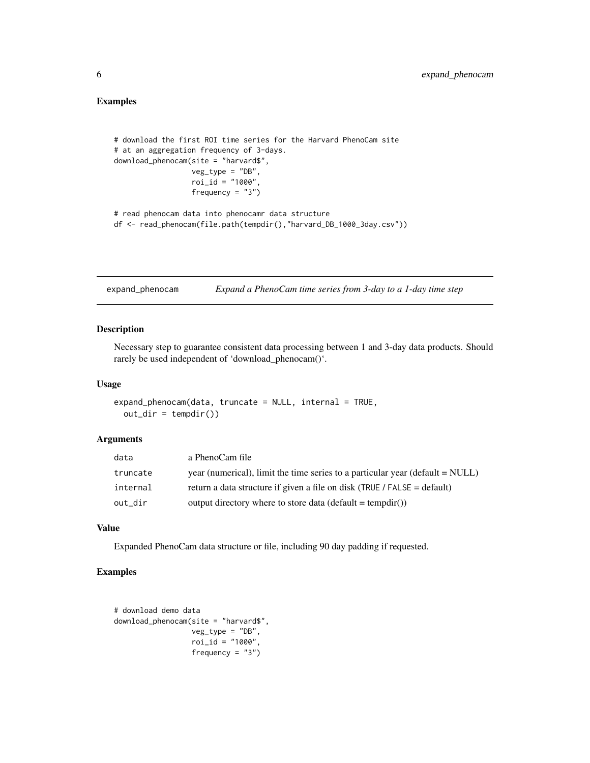## Examples

```
# download the first ROI time series for the Harvard PhenoCam site
# at an aggregation frequency of 3-days.
download_phenocam(site = "harvard$",
                  veg_type = "DB",
                  roi_id = "1000",
                  frequency = "3")

# read phenocam data into phenocamr data structure
df <- read_phenocam(file.path(tempdir(),"harvard_DB_1000_3day.csv"))
```

---

# expand_phenocam — *Expand a PhenoCam time series from 3-day to a 1-day time step*

---

## Description

Necessary step to guarantee consistent data processing between 1 and 3-day data products. Should rarely be used independent of 'download_phenocam()'.

## Usage

```
expand_phenocam(data, truncate = NULL, internal = TRUE,
  out_dir = tempdir())
```

## Arguments

| | |
|---|---|
| data | a PhenoCam file |
| truncate | year (numerical), limit the time series to a particular year (default = NULL) |
| internal | return a data structure if given a file on disk (TRUE / FALSE = default) |
| out_dir | output directory where to store data (default = tempdir()) |

## Value

Expanded PhenoCam data structure or file, including 90 day padding if requested.

## Examples

```
# download demo data
download_phenocam(site = "harvard$",
                  veg_type = "DB",
                  roi_id = "1000",
                  frequency = "3")
```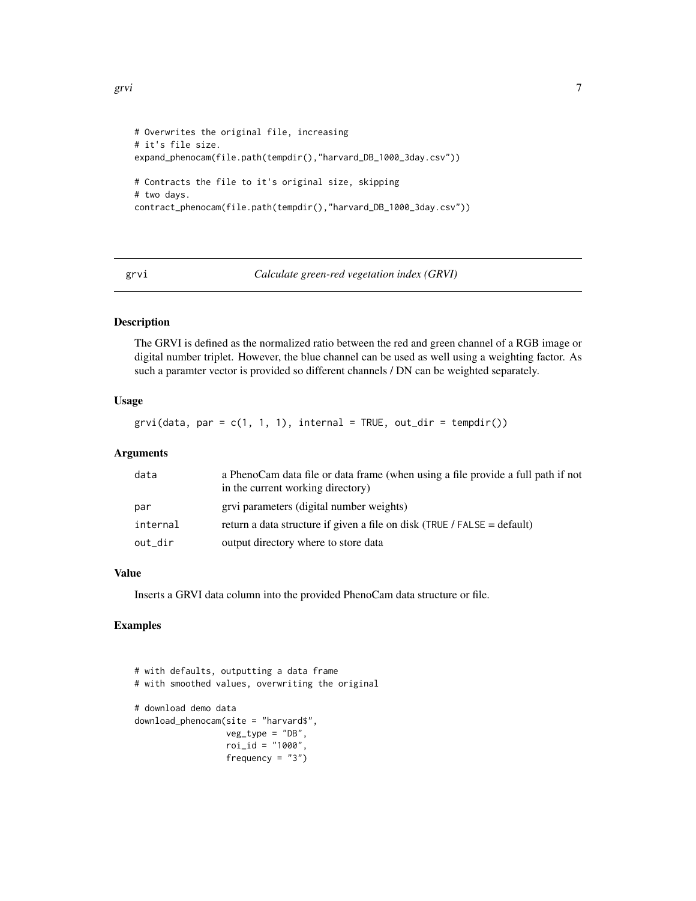```
# Overwrites the original file, increasing
# it's file size.
expand_phenocam(file.path(tempdir(),"harvard_DB_1000_3day.csv"))

# Contracts the file to it's original size, skipping
# two days.
contract_phenocam(file.path(tempdir(),"harvard_DB_1000_3day.csv"))
```

## grvi — *Calculate green-red vegetation index (GRVI)*

### Description

The GRVI is defined as the normalized ratio between the red and green channel of a RGB image or digital number triplet. However, the blue channel can be used as well using a weighting factor. As such a paramter vector is provided so different channels / DN can be weighted separately.

### Usage

```
grvi(data, par = c(1, 1, 1), internal = TRUE, out_dir = tempdir())
```

### Arguments

| | |
|---|---|
| data | a PhenoCam data file or data frame (when using a file provide a full path if not in the current working directory) |
| par | grvi parameters (digital number weights) |
| internal | return a data structure if given a file on disk (TRUE / FALSE = default) |
| out_dir | output directory where to store data |

### Value

Inserts a GRVI data column into the provided PhenoCam data structure or file.

### Examples

```
# with defaults, outputting a data frame
# with smoothed values, overwriting the original

# download demo data
download_phenocam(site = "harvard$",
                  veg_type = "DB",
                  roi_id = "1000",
                  frequency = "3")
```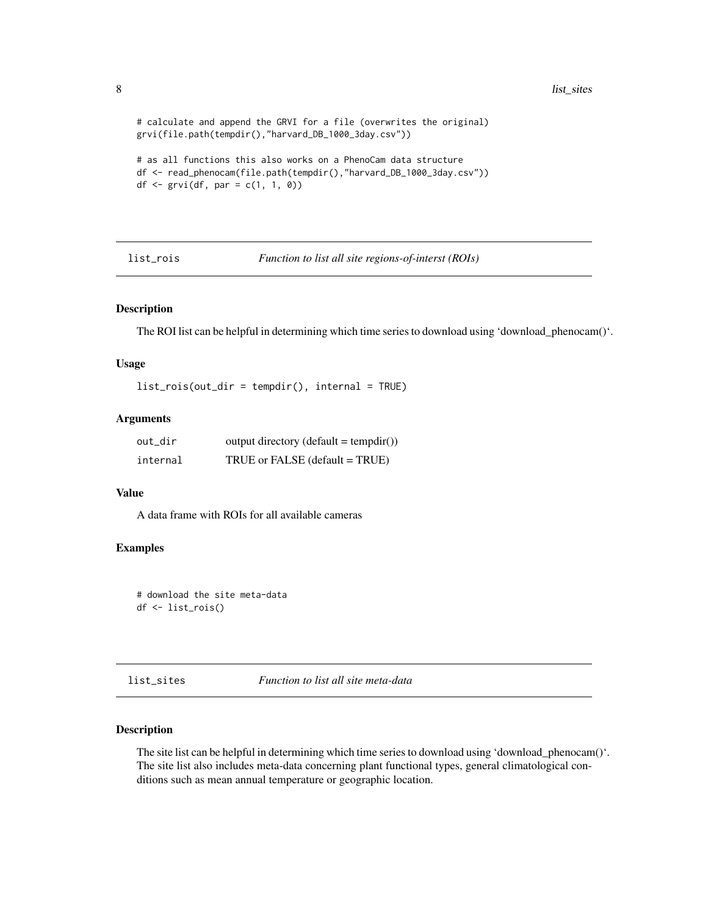```
# calculate and append the GRVI for a file (overwrites the original)
grvi(file.path(tempdir(),"harvard_DB_1000_3day.csv"))

# as all functions this also works on a PhenoCam data structure
df <- read_phenocam(file.path(tempdir(),"harvard_DB_1000_3day.csv"))
df <- grvi(df, par = c(1, 1, 0))
```

## list_rois — *Function to list all site regions-of-interst (ROIs)*

### Description

The ROI list can be helpful in determining which time series to download using 'download_phenocam()'.

### Usage

```
list_rois(out_dir = tempdir(), internal = TRUE)
```

### Arguments

| | |
|---|---|
| out_dir | output directory (default = tempdir()) |
| internal | TRUE or FALSE (default = TRUE) |

### Value

A data frame with ROIs for all available cameras

### Examples

```
# download the site meta-data
df <- list_rois()
```

## list_sites — *Function to list all site meta-data*

### Description

The site list can be helpful in determining which time series to download using 'download_phenocam()'. The site list also includes meta-data concerning plant functional types, general climatological conditions such as mean annual temperature or geographic location.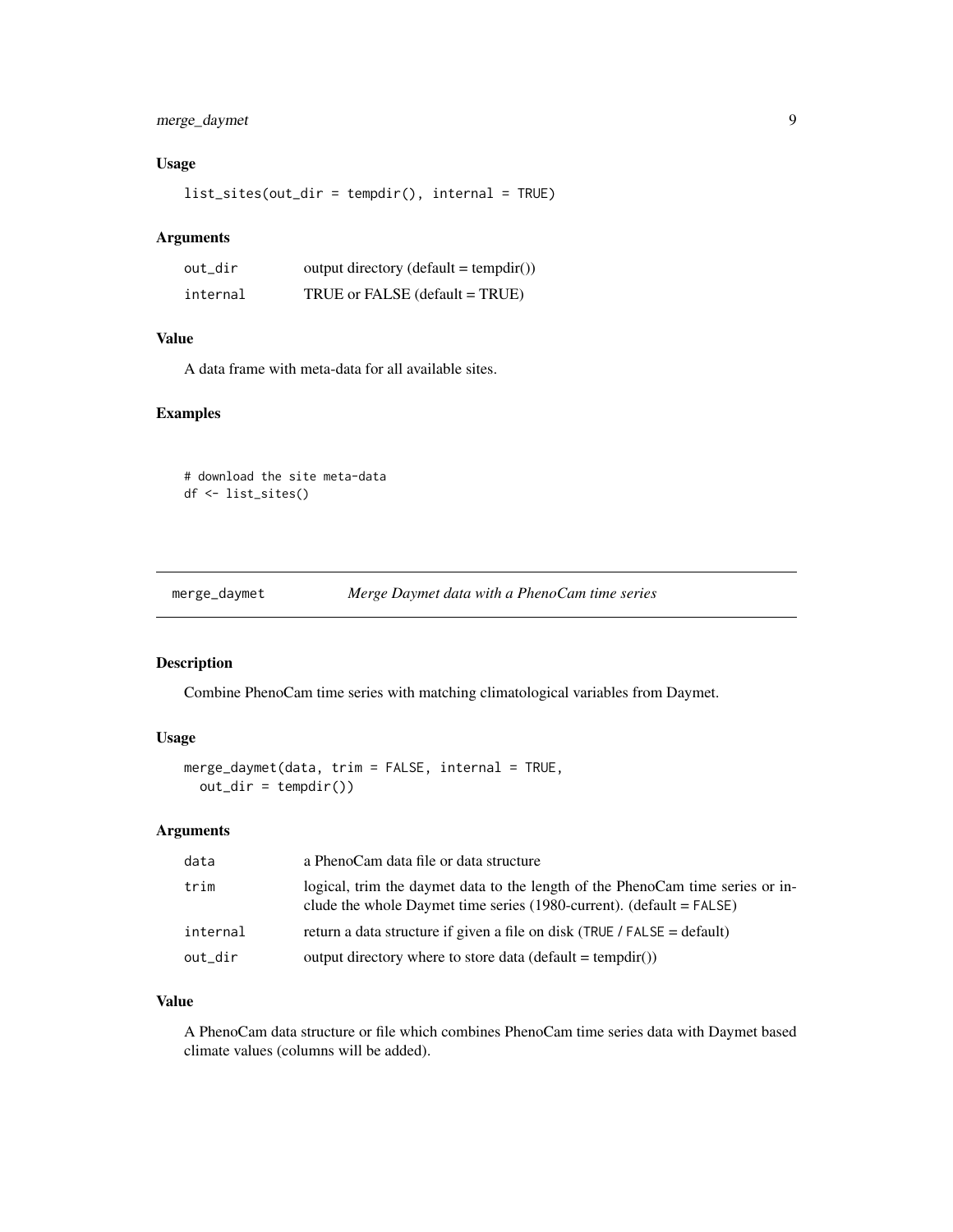## Usage

```
list_sites(out_dir = tempdir(), internal = TRUE)
```

## Arguments

| | |
|---|---|
| out_dir | output directory (default = tempdir()) |
| internal | TRUE or FALSE (default = TRUE) |

## Value

A data frame with meta-data for all available sites.

## Examples

```
# download the site meta-data
df <- list_sites()
```

---

# merge_daymet — *Merge Daymet data with a PhenoCam time series*

---

## Description

Combine PhenoCam time series with matching climatological variables from Daymet.

## Usage

```
merge_daymet(data, trim = FALSE, internal = TRUE,
  out_dir = tempdir())
```

## Arguments

| | |
|---|---|
| data | a PhenoCam data file or data structure |
| trim | logical, trim the daymet data to the length of the PhenoCam time series or include the whole Daymet time series (1980-current). (default = FALSE) |
| internal | return a data structure if given a file on disk (TRUE / FALSE = default) |
| out_dir | output directory where to store data (default = tempdir()) |

## Value

A PhenoCam data structure or file which combines PhenoCam time series data with Daymet based climate values (columns will be added).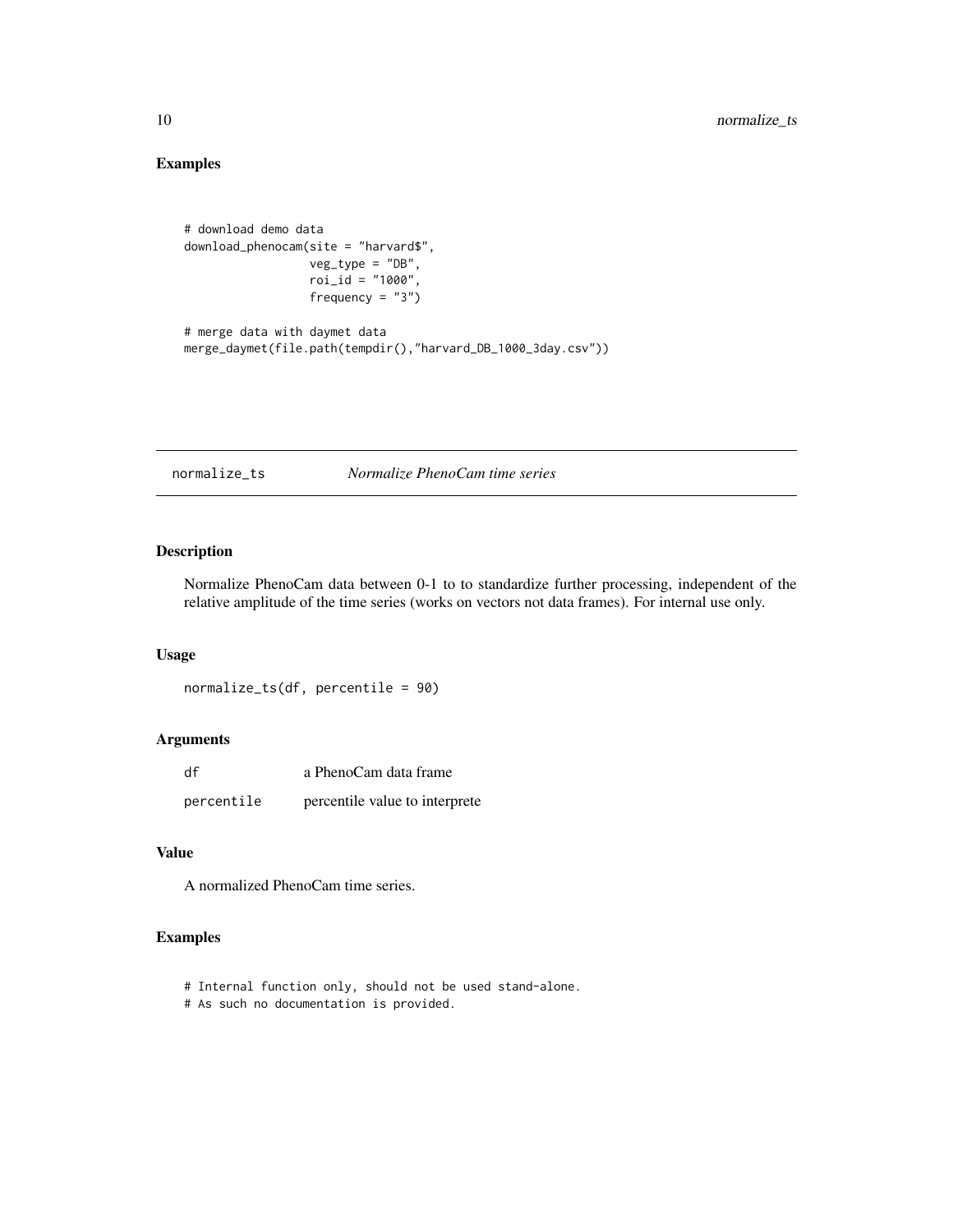## Examples

```
# download demo data
download_phenocam(site = "harvard$",
                  veg_type = "DB",
                  roi_id = "1000",
                  frequency = "3")

# merge data with daymet data
merge_daymet(file.path(tempdir(),"harvard_DB_1000_3day.csv"))
```

---

# normalize_ts *Normalize PhenoCam time series*

---

## Description

Normalize PhenoCam data between 0-1 to to standardize further processing, independent of the relative amplitude of the time series (works on vectors not data frames). For internal use only.

## Usage

```
normalize_ts(df, percentile = 90)
```

## Arguments

| | |
|---|---|
| df | a PhenoCam data frame |
| percentile | percentile value to interprete |

## Value

A normalized PhenoCam time series.

## Examples

```
# Internal function only, should not be used stand-alone.
# As such no documentation is provided.
```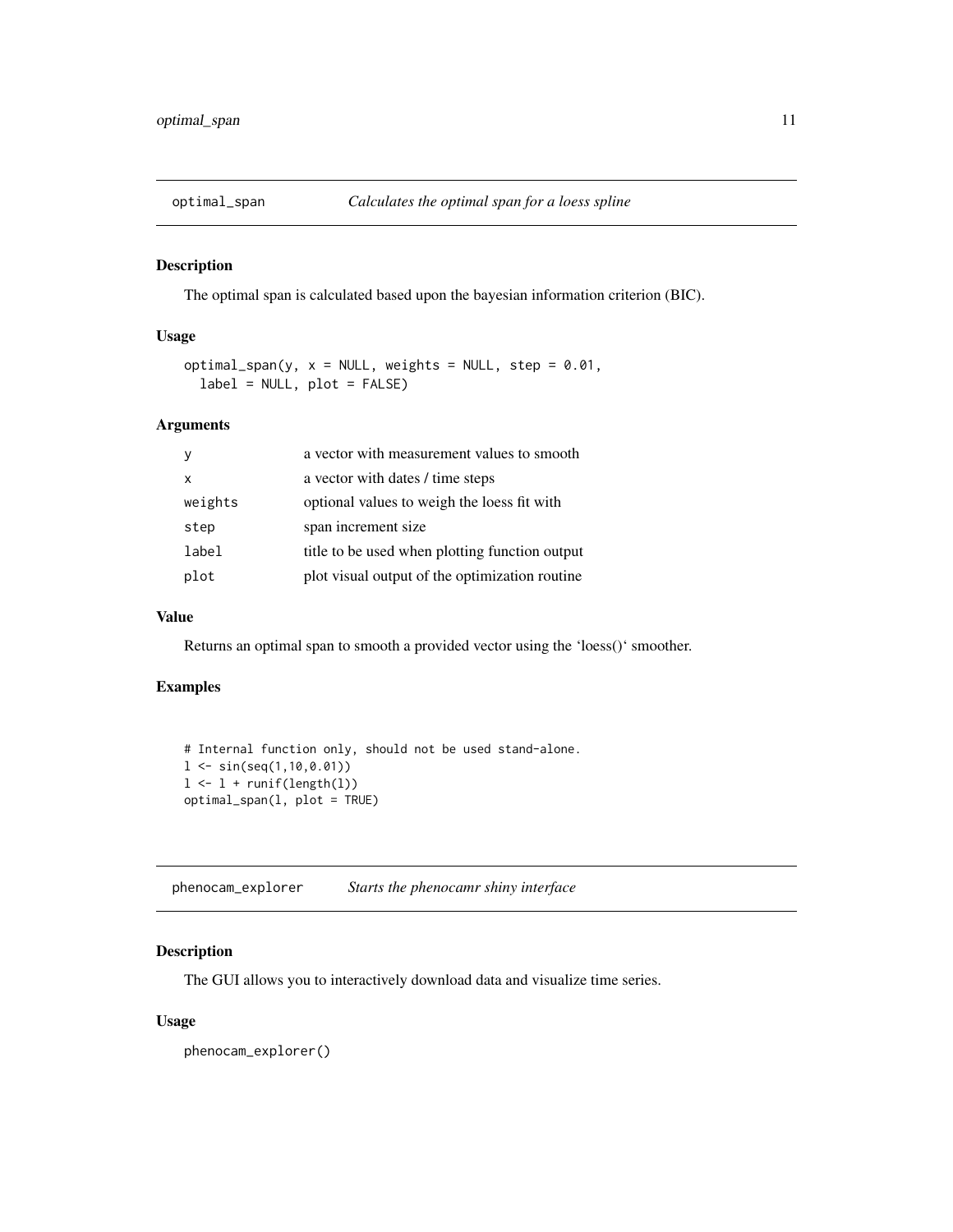## optimal_span — *Calculates the optimal span for a loess spline*

### Description

The optimal span is calculated based upon the bayesian information criterion (BIC).

### Usage

```
optimal_span(y, x = NULL, weights = NULL, step = 0.01,
  label = NULL, plot = FALSE)
```

### Arguments

| | |
|---|---|
| y | a vector with measurement values to smooth |
| x | a vector with dates / time steps |
| weights | optional values to weigh the loess fit with |
| step | span increment size |
| label | title to be used when plotting function output |
| plot | plot visual output of the optimization routine |

### Value

Returns an optimal span to smooth a provided vector using the 'loess()' smoother.

### Examples

```
# Internal function only, should not be used stand-alone.
l <- sin(seq(1,10,0.01))
l <- l + runif(length(l))
optimal_span(l, plot = TRUE)
```

## phenocam_explorer — *Starts the phenocamr shiny interface*

### Description

The GUI allows you to interactively download data and visualize time series.

### Usage

```
phenocam_explorer()
```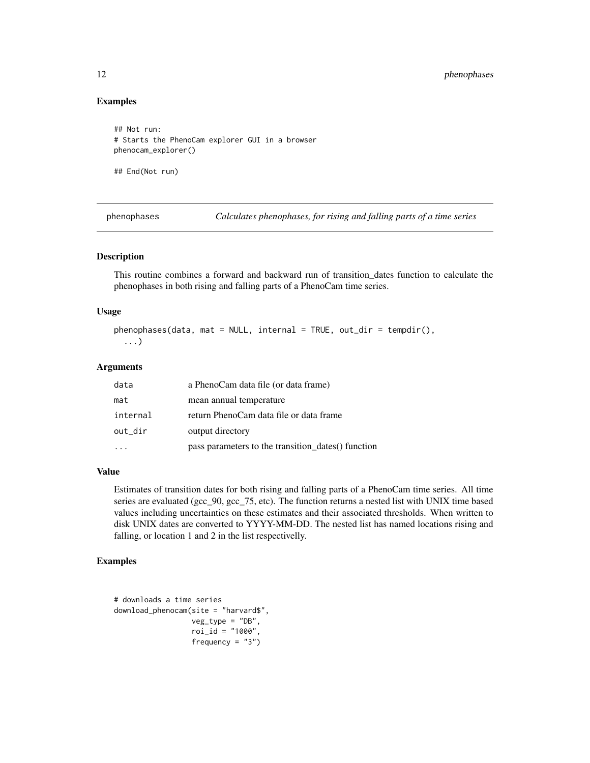### Examples

```
## Not run:
# Starts the PhenoCam explorer GUI in a browser
phenocam_explorer()

## End(Not run)
```

---

## phenophases — *Calculates phenophases, for rising and falling parts of a time series*

### Description

This routine combines a forward and backward run of transition_dates function to calculate the phenophases in both rising and falling parts of a PhenoCam time series.

### Usage

```
phenophases(data, mat = NULL, internal = TRUE, out_dir = tempdir(),
  ...)
```

### Arguments

| | |
|---|---|
| data | a PhenoCam data file (or data frame) |
| mat | mean annual temperature |
| internal | return PhenoCam data file or data frame |
| out_dir | output directory |
| ... | pass parameters to the transition_dates() function |

### Value

Estimates of transition dates for both rising and falling parts of a PhenoCam time series. All time series are evaluated (gcc_90, gcc_75, etc). The function returns a nested list with UNIX time based values including uncertainties on these estimates and their associated thresholds. When written to disk UNIX dates are converted to YYYY-MM-DD. The nested list has named locations rising and falling, or location 1 and 2 in the list respectivelly.

### Examples

```
# downloads a time series
download_phenocam(site = "harvard$",
                  veg_type = "DB",
                  roi_id = "1000",
                  frequency = "3")
```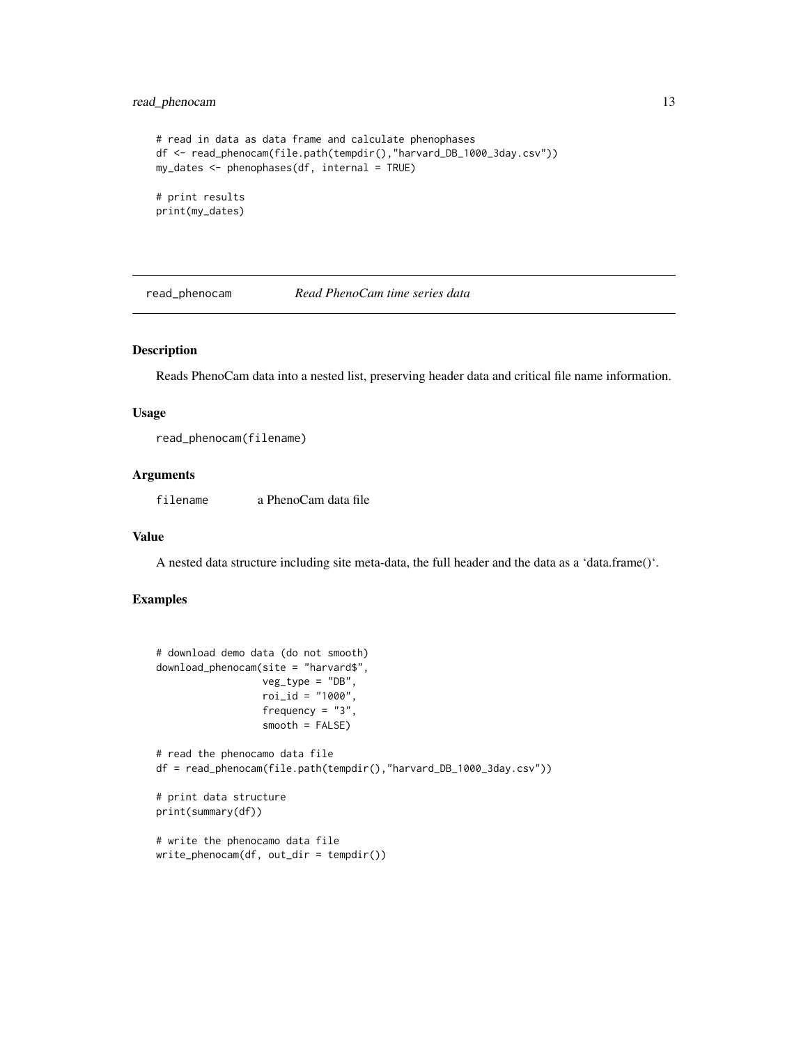```
# read in data as data frame and calculate phenophases
df <- read_phenocam(file.path(tempdir(),"harvard_DB_1000_3day.csv"))
my_dates <- phenophases(df, internal = TRUE)

# print results
print(my_dates)
```

## read_phenocam — *Read PhenoCam time series data*

### Description

Reads PhenoCam data into a nested list, preserving header data and critical file name information.

### Usage

```
read_phenocam(filename)
```

### Arguments

| | |
|---|---|
| filename | a PhenoCam data file |

### Value

A nested data structure including site meta-data, the full header and the data as a 'data.frame()'.

### Examples

```
# download demo data (do not smooth)
download_phenocam(site = "harvard$",
                  veg_type = "DB",
                  roi_id = "1000",
                  frequency = "3",
                  smooth = FALSE)

# read the phenocamo data file
df = read_phenocam(file.path(tempdir(),"harvard_DB_1000_3day.csv"))

# print data structure
print(summary(df))

# write the phenocamo data file
write_phenocam(df, out_dir = tempdir())
```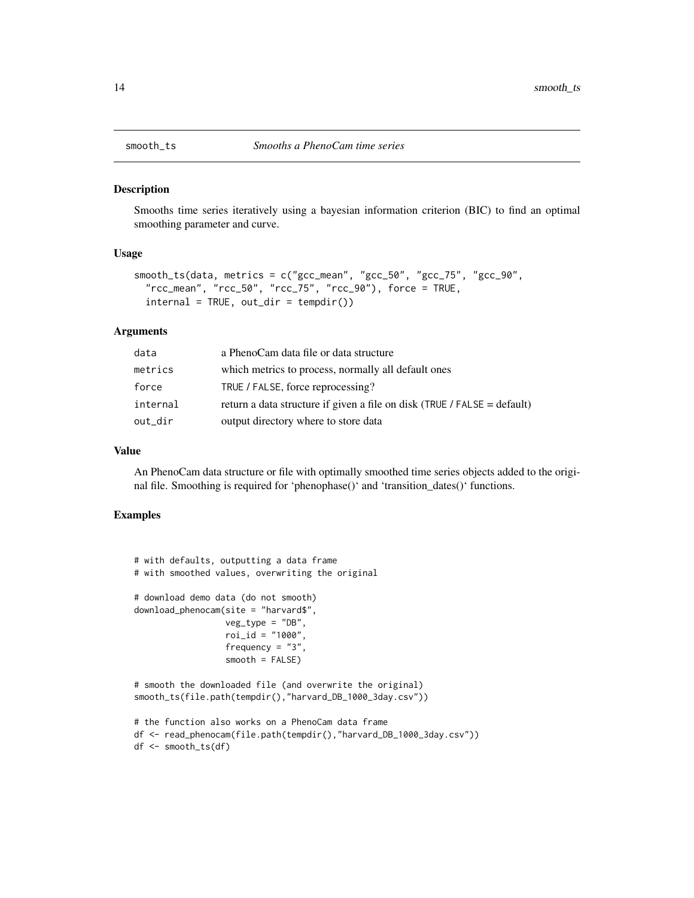## smooth_ts *Smooths a PhenoCam time series*

### Description

Smooths time series iteratively using a bayesian information criterion (BIC) to find an optimal smoothing parameter and curve.

### Usage

```
smooth_ts(data, metrics = c("gcc_mean", "gcc_50", "gcc_75", "gcc_90",
  "rcc_mean", "rcc_50", "rcc_75", "rcc_90"), force = TRUE,
  internal = TRUE, out_dir = tempdir())
```

### Arguments

| | |
|---|---|
| `data` | a PhenoCam data file or data structure |
| `metrics` | which metrics to process, normally all default ones |
| `force` | TRUE / FALSE, force reprocessing? |
| `internal` | return a data structure if given a file on disk (TRUE / FALSE = default) |
| `out_dir` | output directory where to store data |

### Value

An PhenoCam data structure or file with optimally smoothed time series objects added to the original file. Smoothing is required for 'phenophase()' and 'transition_dates()' functions.

### Examples

```
# with defaults, outputting a data frame
# with smoothed values, overwriting the original

# download demo data (do not smooth)
download_phenocam(site = "harvard$",
                  veg_type = "DB",
                  roi_id = "1000",
                  frequency = "3",
                  smooth = FALSE)

# smooth the downloaded file (and overwrite the original)
smooth_ts(file.path(tempdir(),"harvard_DB_1000_3day.csv"))

# the function also works on a PhenoCam data frame
df <- read_phenocam(file.path(tempdir(),"harvard_DB_1000_3day.csv"))
df <- smooth_ts(df)
```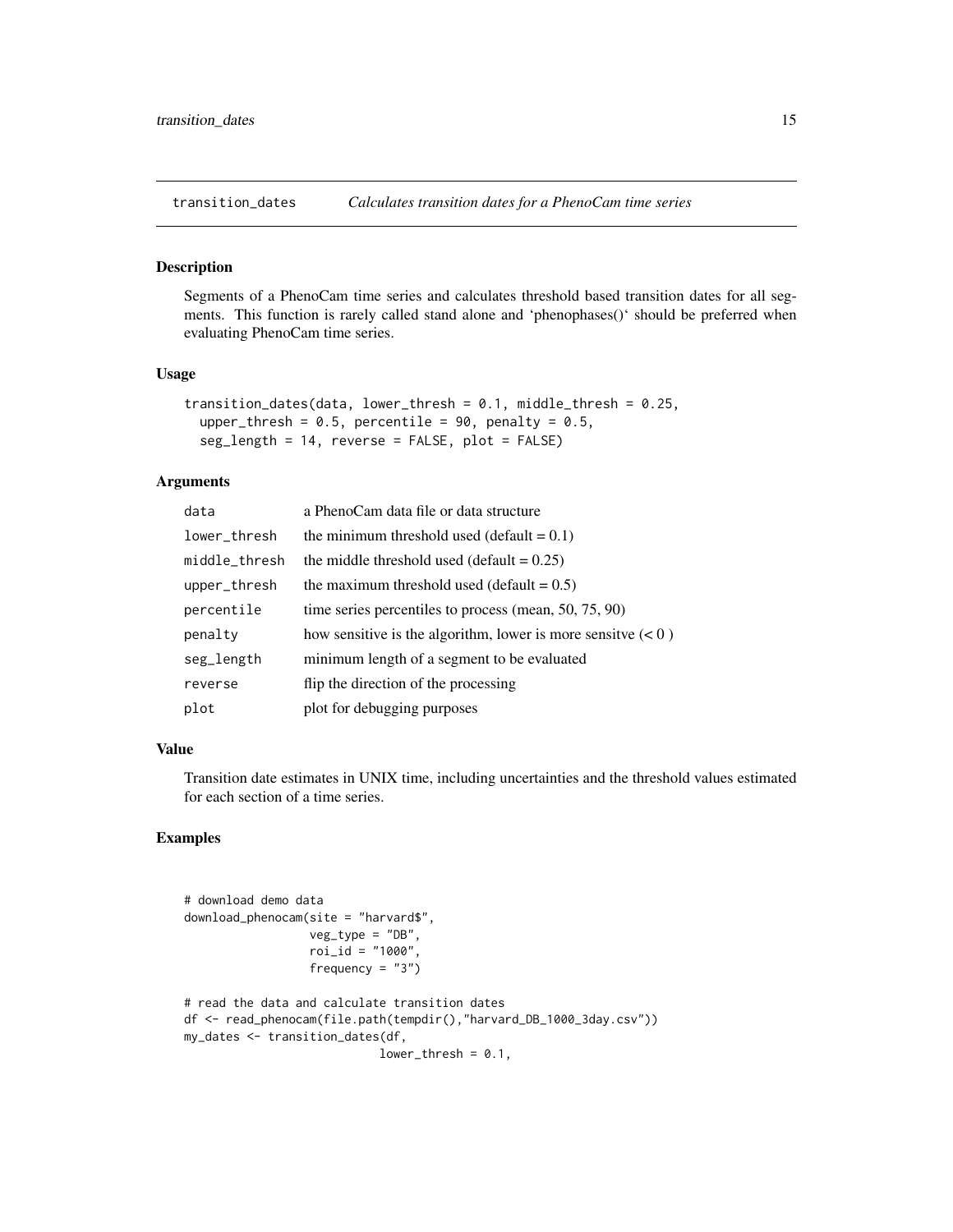## transition_dates *Calculates transition dates for a PhenoCam time series*

### Description

Segments of a PhenoCam time series and calculates threshold based transition dates for all segments. This function is rarely called stand alone and 'phenophases()' should be preferred when evaluating PhenoCam time series.

### Usage

```
transition_dates(data, lower_thresh = 0.1, middle_thresh = 0.25,
  upper_thresh = 0.5, percentile = 90, penalty = 0.5,
  seg_length = 14, reverse = FALSE, plot = FALSE)
```

### Arguments

| | |
|---|---|
| data | a PhenoCam data file or data structure |
| lower_thresh | the minimum threshold used (default = 0.1) |
| middle_thresh | the middle threshold used (default = 0.25) |
| upper_thresh | the maximum threshold used (default = 0.5) |
| percentile | time series percentiles to process (mean, 50, 75, 90) |
| penalty | how sensitive is the algorithm, lower is more sensitve (< 0 ) |
| seg_length | minimum length of a segment to be evaluated |
| reverse | flip the direction of the processing |
| plot | plot for debugging purposes |

### Value

Transition date estimates in UNIX time, including uncertainties and the threshold values estimated for each section of a time series.

### Examples

```
# download demo data
download_phenocam(site = "harvard$",
                  veg_type = "DB",
                  roi_id = "1000",
                  frequency = "3")

# read the data and calculate transition dates
df <- read_phenocam(file.path(tempdir(),"harvard_DB_1000_3day.csv"))
my_dates <- transition_dates(df,
                             lower_thresh = 0.1,
```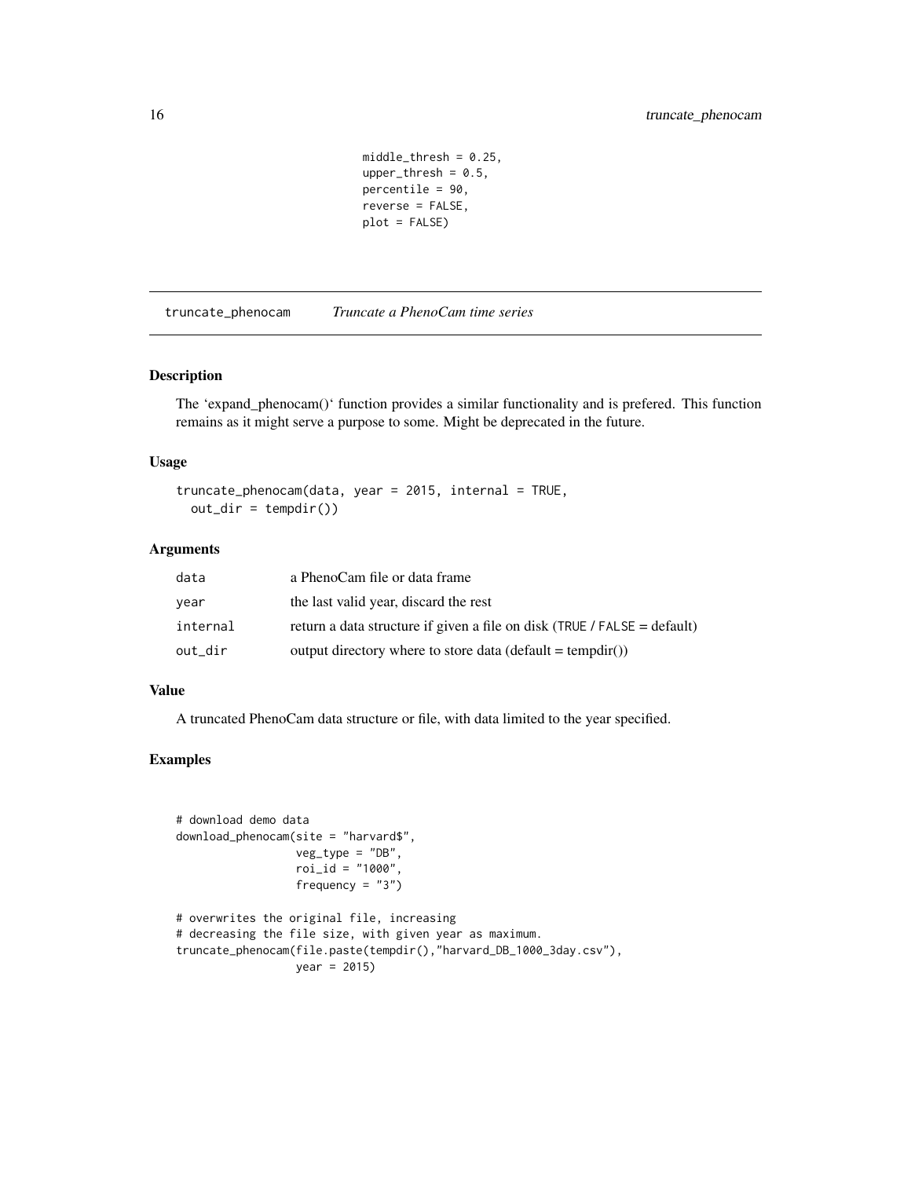```
middle_thresh = 0.25,
upper_thresh = 0.5,
percentile = 90,
reverse = FALSE,
plot = FALSE)
```

## truncate_phenocam *Truncate a PhenoCam time series*

### Description

The 'expand_phenocam()' function provides a similar functionality and is prefered. This function remains as it might serve a purpose to some. Might be deprecated in the future.

### Usage

```
truncate_phenocam(data, year = 2015, internal = TRUE,
  out_dir = tempdir())
```

### Arguments

| | |
|---|---|
| data | a PhenoCam file or data frame |
| year | the last valid year, discard the rest |
| internal | return a data structure if given a file on disk (TRUE / FALSE = default) |
| out_dir | output directory where to store data (default = tempdir()) |

### Value

A truncated PhenoCam data structure or file, with data limited to the year specified.

### Examples

```
# download demo data
download_phenocam(site = "harvard$",
                  veg_type = "DB",
                  roi_id = "1000",
                  frequency = "3")

# overwrites the original file, increasing
# decreasing the file size, with given year as maximum.
truncate_phenocam(file.paste(tempdir(),"harvard_DB_1000_3day.csv"),
                  year = 2015)
```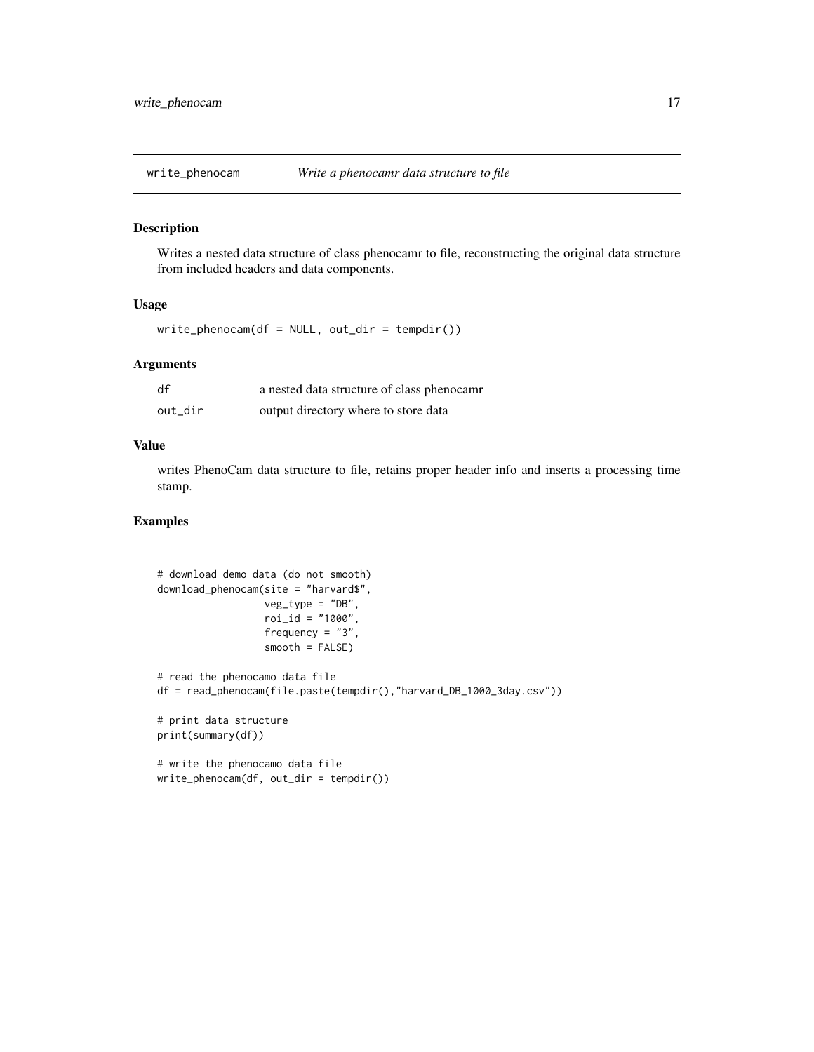## write_phenocam *Write a phenocamr data structure to file*

### Description

Writes a nested data structure of class phenocamr to file, reconstructing the original data structure from included headers and data components.

### Usage

```
write_phenocam(df = NULL, out_dir = tempdir())
```

### Arguments

| | |
|---|---|
| df | a nested data structure of class phenocamr |
| out_dir | output directory where to store data |

### Value

writes PhenoCam data structure to file, retains proper header info and inserts a processing time stamp.

### Examples

```
# download demo data (do not smooth)
download_phenocam(site = "harvard$",
                  veg_type = "DB",
                  roi_id = "1000",
                  frequency = "3",
                  smooth = FALSE)

# read the phenocamo data file
df = read_phenocam(file.paste(tempdir(),"harvard_DB_1000_3day.csv"))

# print data structure
print(summary(df))

# write the phenocamo data file
write_phenocam(df, out_dir = tempdir())
```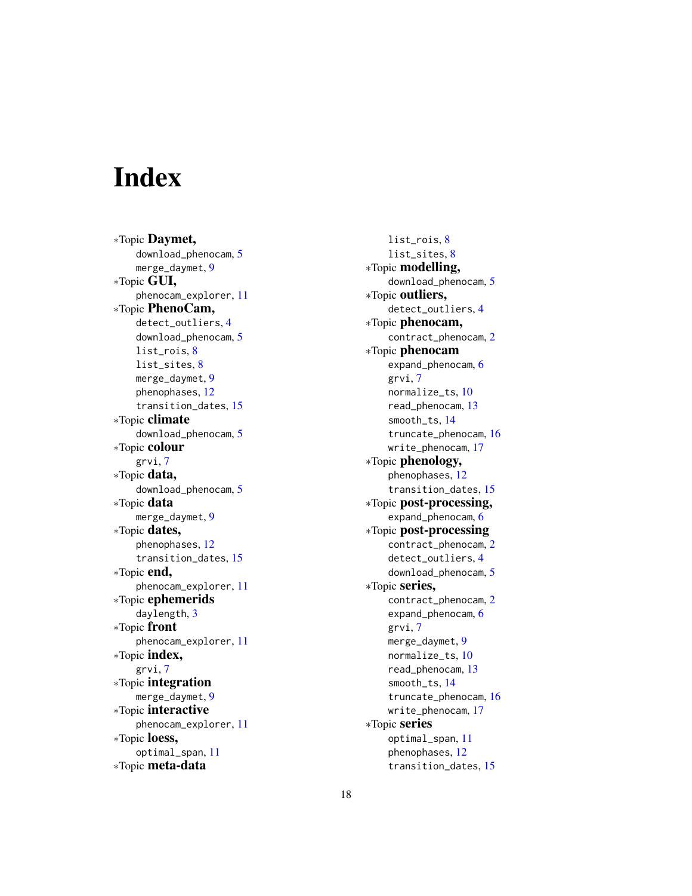# Index

∗Topic **Daymet,**
- download_phenocam, 5
- merge_daymet, 9

∗Topic **GUI,**
- phenocam_explorer, 11

∗Topic **PhenoCam,**
- detect_outliers, 4
- download_phenocam, 5
- list_rois, 8
- list_sites, 8
- merge_daymet, 9
- phenophases, 12
- transition_dates, 15

∗Topic **climate**
- download_phenocam, 5

∗Topic **colour**
- grvi, 7

∗Topic **data,**
- download_phenocam, 5

∗Topic **data**
- merge_daymet, 9

∗Topic **dates,**
- phenophases, 12
- transition_dates, 15

∗Topic **end,**
- phenocam_explorer, 11

∗Topic **ephemerids**
- daylength, 3

∗Topic **front**
- phenocam_explorer, 11

∗Topic **index,**
- grvi, 7

∗Topic **integration**
- merge_daymet, 9

∗Topic **interactive**
- phenocam_explorer, 11

∗Topic **loess,**
- optimal_span, 11

∗Topic **meta-data**
- list_rois, 8
- list_sites, 8

∗Topic **modelling,**
- download_phenocam, 5

∗Topic **outliers,**
- detect_outliers, 4

∗Topic **phenocam,**
- contract_phenocam, 2

∗Topic **phenocam**
- expand_phenocam, 6
- grvi, 7
- normalize_ts, 10
- read_phenocam, 13
- smooth_ts, 14
- truncate_phenocam, 16
- write_phenocam, 17

∗Topic **phenology,**
- phenophases, 12
- transition_dates, 15

∗Topic **post-processing,**
- expand_phenocam, 6

∗Topic **post-processing**
- contract_phenocam, 2
- detect_outliers, 4
- download_phenocam, 5

∗Topic **series,**
- contract_phenocam, 2
- expand_phenocam, 6
- grvi, 7
- merge_daymet, 9
- normalize_ts, 10
- read_phenocam, 13
- smooth_ts, 14
- truncate_phenocam, 16
- write_phenocam, 17

∗Topic **series**
- optimal_span, 11
- phenophases, 12
- transition_dates, 15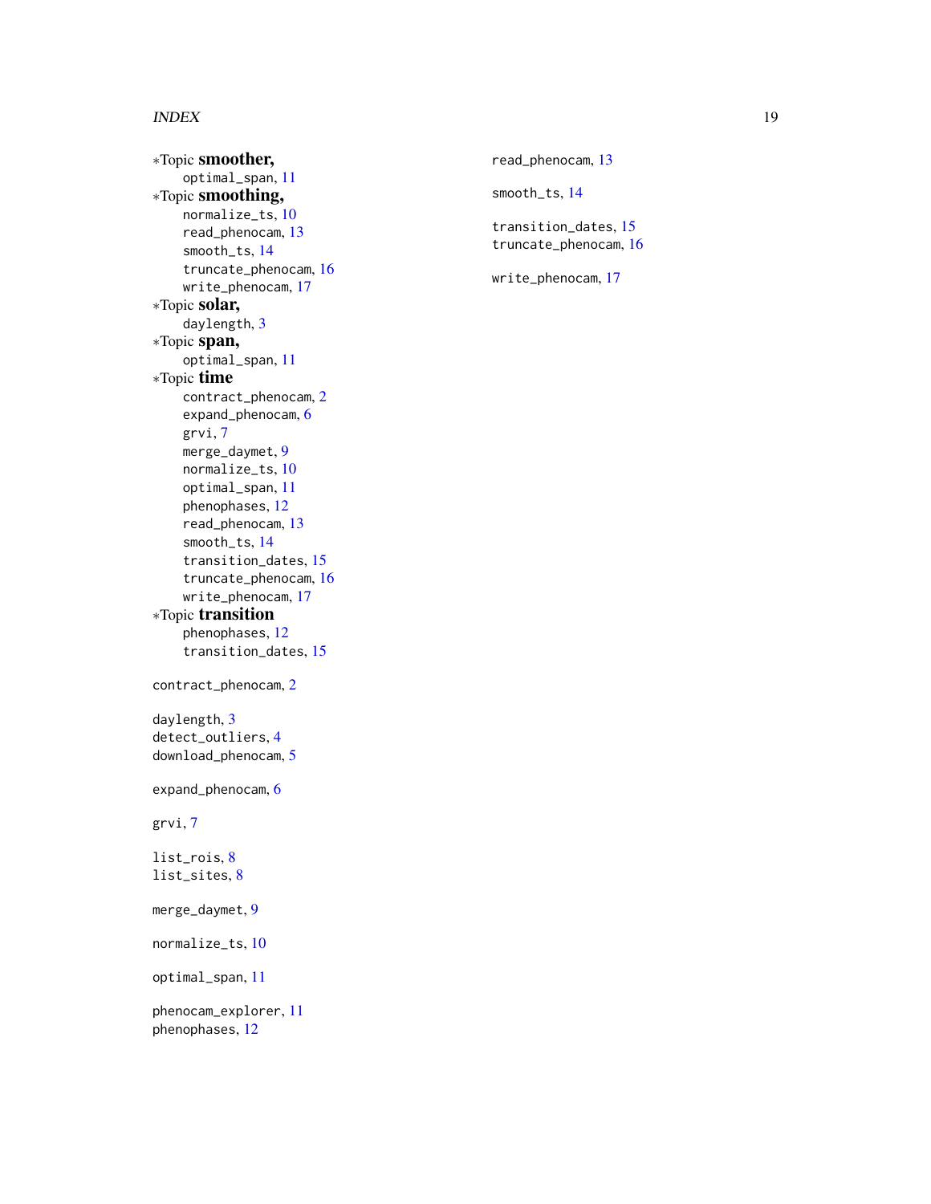*Topic **smoother,**
  optimal_span, 11

*Topic **smoothing,**
  normalize_ts, 10
  read_phenocam, 13
  smooth_ts, 14
  truncate_phenocam, 16
  write_phenocam, 17

*Topic **solar,**
  daylength, 3

*Topic **span,**
  optimal_span, 11

*Topic **time**
  contract_phenocam, 2
  expand_phenocam, 6
  grvi, 7
  merge_daymet, 9
  normalize_ts, 10
  optimal_span, 11
  phenophases, 12
  read_phenocam, 13
  smooth_ts, 14
  transition_dates, 15
  truncate_phenocam, 16
  write_phenocam, 17

*Topic **transition**
  phenophases, 12
  transition_dates, 15

contract_phenocam, 2

daylength, 3
detect_outliers, 4
download_phenocam, 5

expand_phenocam, 6

grvi, 7

list_rois, 8
list_sites, 8

merge_daymet, 9

normalize_ts, 10

optimal_span, 11

phenocam_explorer, 11
phenophases, 12

read_phenocam, 13

smooth_ts, 14

transition_dates, 15
truncate_phenocam, 16

write_phenocam, 17